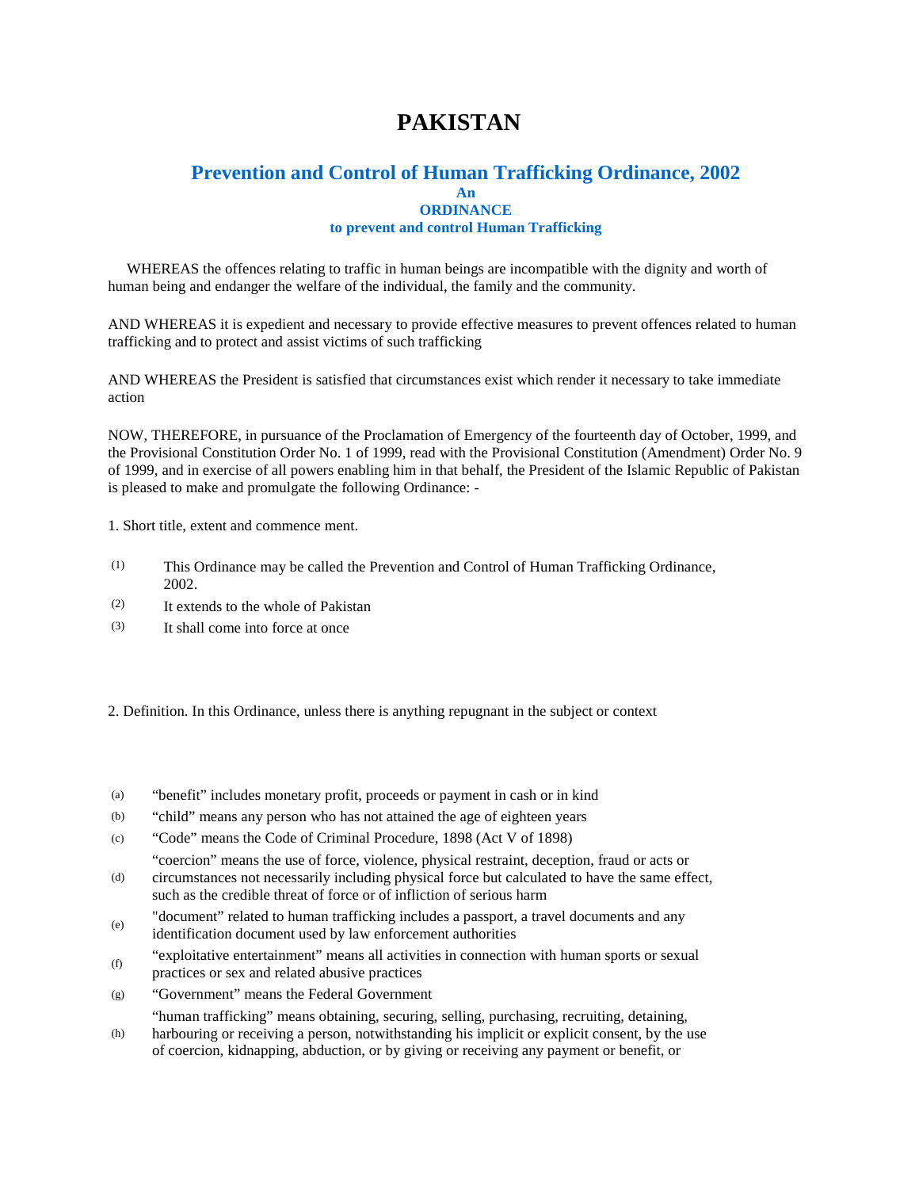# PAKISTAN

## Prevention and Control of Human Trafficking Ordinance, 2002

**An**
**ORDINANCE**
**to prevent and control Human Trafficking**

WHEREAS the offences relating to traffic in human beings are incompatible with the dignity and worth of human being and endanger the welfare of the individual, the family and the community.

AND WHEREAS it is expedient and necessary to provide effective measures to prevent offences related to human trafficking and to protect and assist victims of such trafficking

AND WHEREAS the President is satisfied that circumstances exist which render it necessary to take immediate action

NOW, THEREFORE, in pursuance of the Proclamation of Emergency of the fourteenth day of October, 1999, and the Provisional Constitution Order No. 1 of 1999, read with the Provisional Constitution (Amendment) Order No. 9 of 1999, and in exercise of all powers enabling him in that behalf, the President of the Islamic Republic of Pakistan is pleased to make and promulgate the following Ordinance: -

1. Short title, extent and commence ment.

(1) This Ordinance may be called the Prevention and Control of Human Trafficking Ordinance, 2002.

(2) It extends to the whole of Pakistan

(3) It shall come into force at once

2. Definition. In this Ordinance, unless there is anything repugnant in the subject or context

(a) "benefit" includes monetary profit, proceeds or payment in cash or in kind

(b) "child" means any person who has not attained the age of eighteen years

(c) "Code" means the Code of Criminal Procedure, 1898 (Act V of 1898)

(d) "coercion" means the use of force, violence, physical restraint, deception, fraud or acts or circumstances not necessarily including physical force but calculated to have the same effect, such as the credible threat of force or of infliction of serious harm

(e) "document" related to human trafficking includes a passport, a travel documents and any identification document used by law enforcement authorities

(f) "exploitative entertainment" means all activities in connection with human sports or sexual practices or sex and related abusive practices

(g) "Government" means the Federal Government

(h) "human trafficking" means obtaining, securing, selling, purchasing, recruiting, detaining, harbouring or receiving a person, notwithstanding his implicit or explicit consent, by the use of coercion, kidnapping, abduction, or by giving or receiving any payment or benefit, or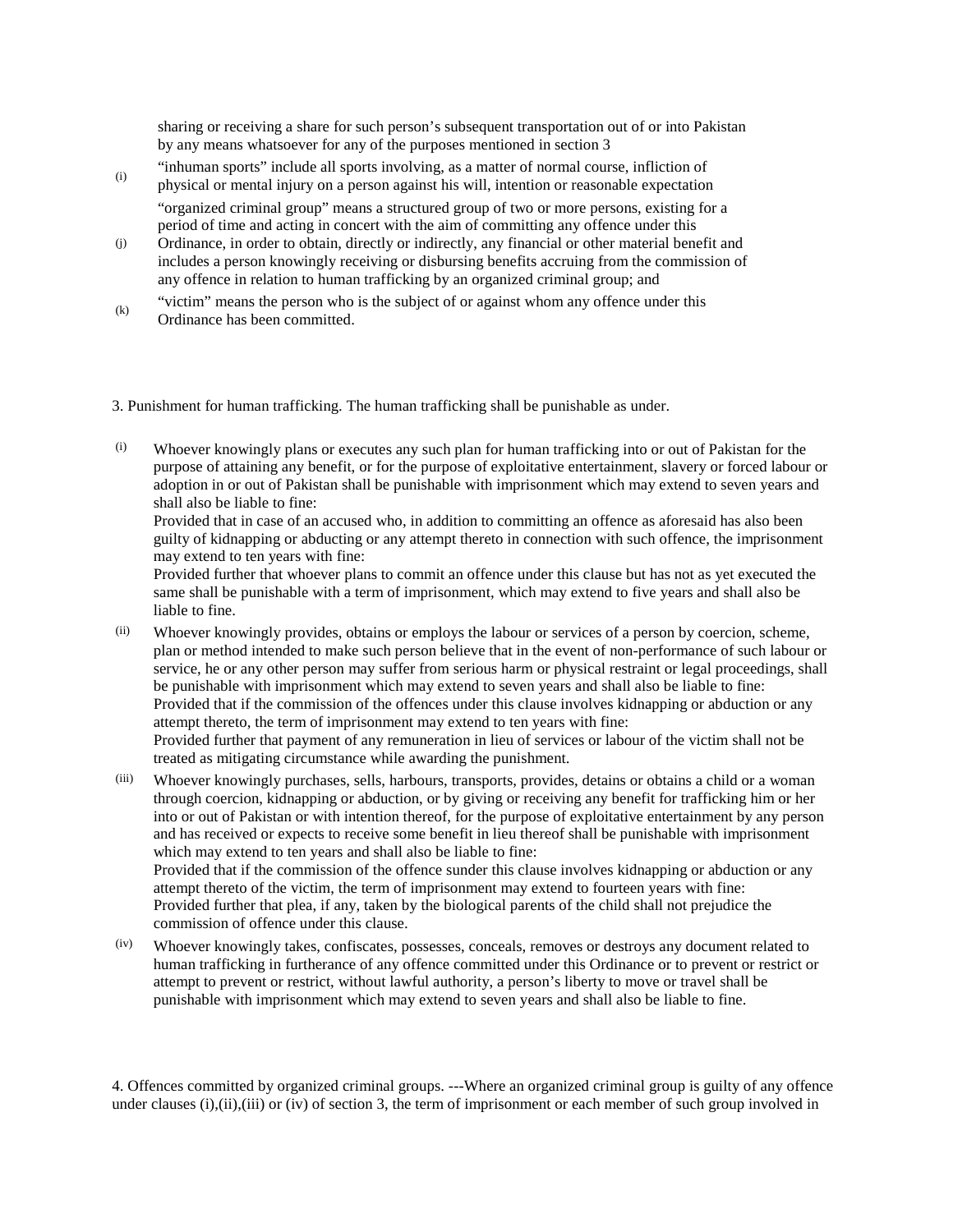sharing or receiving a share for such person's subsequent transportation out of or into Pakistan by any means whatsoever for any of the purposes mentioned in section 3

(i) "inhuman sports" include all sports involving, as a matter of normal course, infliction of physical or mental injury on a person against his will, intention or reasonable expectation

(j) "organized criminal group" means a structured group of two or more persons, existing for a period of time and acting in concert with the aim of committing any offence under this Ordinance, in order to obtain, directly or indirectly, any financial or other material benefit and includes a person knowingly receiving or disbursing benefits accruing from the commission of any offence in relation to human trafficking by an organized criminal group; and

(k) "victim" means the person who is the subject of or against whom any offence under this Ordinance has been committed.

3. Punishment for human trafficking. The human trafficking shall be punishable as under.

(i) Whoever knowingly plans or executes any such plan for human trafficking into or out of Pakistan for the purpose of attaining any benefit, or for the purpose of exploitative entertainment, slavery or forced labour or adoption in or out of Pakistan shall be punishable with imprisonment which may extend to seven years and shall also be liable to fine:
Provided that in case of an accused who, in addition to committing an offence as aforesaid has also been guilty of kidnapping or abducting or any attempt thereto in connection with such offence, the imprisonment may extend to ten years with fine:
Provided further that whoever plans to commit an offence under this clause but has not as yet executed the same shall be punishable with a term of imprisonment, which may extend to five years and shall also be liable to fine.

(ii) Whoever knowingly provides, obtains or employs the labour or services of a person by coercion, scheme, plan or method intended to make such person believe that in the event of non-performance of such labour or service, he or any other person may suffer from serious harm or physical restraint or legal proceedings, shall be punishable with imprisonment which may extend to seven years and shall also be liable to fine:
Provided that if the commission of the offences under this clause involves kidnapping or abduction or any attempt thereto, the term of imprisonment may extend to ten years with fine:
Provided further that payment of any remuneration in lieu of services or labour of the victim shall not be treated as mitigating circumstance while awarding the punishment.

(iii) Whoever knowingly purchases, sells, harbours, transports, provides, detains or obtains a child or a woman through coercion, kidnapping or abduction, or by giving or receiving any benefit for trafficking him or her into or out of Pakistan or with intention thereof, for the purpose of exploitative entertainment by any person and has received or expects to receive some benefit in lieu thereof shall be punishable with imprisonment which may extend to ten years and shall also be liable to fine:
Provided that if the commission of the offence sunder this clause involves kidnapping or abduction or any attempt thereto of the victim, the term of imprisonment may extend to fourteen years with fine:
Provided further that plea, if any, taken by the biological parents of the child shall not prejudice the commission of offence under this clause.

(iv) Whoever knowingly takes, confiscates, possesses, conceals, removes or destroys any document related to human trafficking in furtherance of any offence committed under this Ordinance or to prevent or restrict or attempt to prevent or restrict, without lawful authority, a person's liberty to move or travel shall be punishable with imprisonment which may extend to seven years and shall also be liable to fine.

4. Offences committed by organized criminal groups. ---Where an organized criminal group is guilty of any offence under clauses (i),(ii),(iii) or (iv) of section 3, the term of imprisonment or each member of such group involved in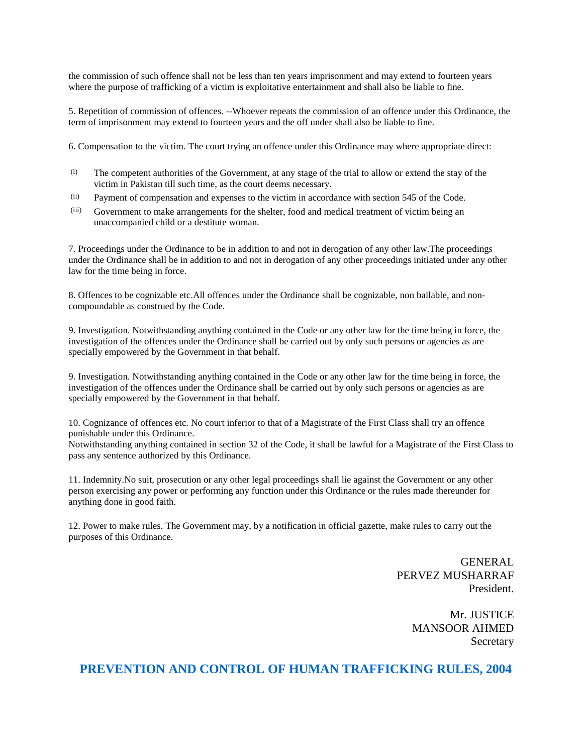the commission of such offence shall not be less than ten years imprisonment and may extend to fourteen years where the purpose of trafficking of a victim is exploitative entertainment and shall also be liable to fine.

5. Repetition of commission of offences. --Whoever repeats the commission of an offence under this Ordinance, the term of imprisonment may extend to fourteen years and the off under shall also be liable to fine.

6. Compensation to the victim. The court trying an offence under this Ordinance may where appropriate direct:

- (i) The competent authorities of the Government, at any stage of the trial to allow or extend the stay of the victim in Pakistan till such time, as the court deems necessary.
- (ii) Payment of compensation and expenses to the victim in accordance with section 545 of the Code.
- (iii) Government to make arrangements for the shelter, food and medical treatment of victim being an unaccompanied child or a destitute woman.

7. Proceedings under the Ordinance to be in addition to and not in derogation of any other law.The proceedings under the Ordinance shall be in addition to and not in derogation of any other proceedings initiated under any other law for the time being in force.

8. Offences to be cognizable etc.All offences under the Ordinance shall be cognizable, non bailable, and non-compoundable as construed by the Code.

9. Investigation. Notwithstanding anything contained in the Code or any other law for the time being in force, the investigation of the offences under the Ordinance shall be carried out by only such persons or agencies as are specially empowered by the Government in that behalf.

9. Investigation. Notwithstanding anything contained in the Code or any other law for the time being in force, the investigation of the offences under the Ordinance shall be carried out by only such persons or agencies as are specially empowered by the Government in that behalf.

10. Cognizance of offences etc. No court inferior to that of a Magistrate of the First Class shall try an offence punishable under this Ordinance.
Notwithstanding anything contained in section 32 of the Code, it shall be lawful for a Magistrate of the First Class to pass any sentence authorized by this Ordinance.

11. Indemnity.No suit, prosecution or any other legal proceedings shall lie against the Government or any other person exercising any power or performing any function under this Ordinance or the rules made thereunder for anything done in good faith.

12. Power to make rules. The Government may, by a notification in official gazette, make rules to carry out the purposes of this Ordinance.

GENERAL
PERVEZ MUSHARRAF
President.

Mr. JUSTICE
MANSOOR AHMED
Secretary

## PREVENTION AND CONTROL OF HUMAN TRAFFICKING RULES, 2004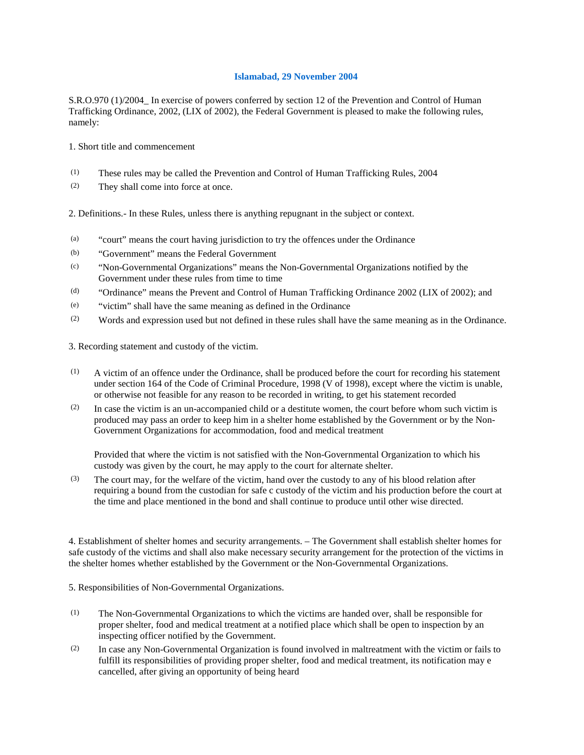**Islamabad, 29 November 2004**

S.R.O.970 (1)/2004_ In exercise of powers conferred by section 12 of the Prevention and Control of Human Trafficking Ordinance, 2002, (LIX of 2002), the Federal Government is pleased to make the following rules, namely:

1. Short title and commencement

(1) These rules may be called the Prevention and Control of Human Trafficking Rules, 2004

(2) They shall come into force at once.

2. Definitions.- In these Rules, unless there is anything repugnant in the subject or context.

(a) "court" means the court having jurisdiction to try the offences under the Ordinance

(b) "Government" means the Federal Government

(c) "Non-Governmental Organizations" means the Non-Governmental Organizations notified by the Government under these rules from time to time

(d) "Ordinance" means the Prevent and Control of Human Trafficking Ordinance 2002 (LIX of 2002); and

(e) "victim" shall have the same meaning as defined in the Ordinance

(2) Words and expression used but not defined in these rules shall have the same meaning as in the Ordinance.

3. Recording statement and custody of the victim.

(1) A victim of an offence under the Ordinance, shall be produced before the court for recording his statement under section 164 of the Code of Criminal Procedure, 1998 (V of 1998), except where the victim is unable, or otherwise not feasible for any reason to be recorded in writing, to get his statement recorded

(2) In case the victim is an un-accompanied child or a destitute women, the court before whom such victim is produced may pass an order to keep him in a shelter home established by the Government or by the Non-Government Organizations for accommodation, food and medical treatment

Provided that where the victim is not satisfied with the Non-Governmental Organization to which his custody was given by the court, he may apply to the court for alternate shelter.

(3) The court may, for the welfare of the victim, hand over the custody to any of his blood relation after requiring a bound from the custodian for safe c custody of the victim and his production before the court at the time and place mentioned in the bond and shall continue to produce until other wise directed.

4. Establishment of shelter homes and security arrangements. – The Government shall establish shelter homes for safe custody of the victims and shall also make necessary security arrangement for the protection of the victims in the shelter homes whether established by the Government or the Non-Governmental Organizations.

5. Responsibilities of Non-Governmental Organizations.

(1) The Non-Governmental Organizations to which the victims are handed over, shall be responsible for proper shelter, food and medical treatment at a notified place which shall be open to inspection by an inspecting officer notified by the Government.

(2) In case any Non-Governmental Organization is found involved in maltreatment with the victim or fails to fulfill its responsibilities of providing proper shelter, food and medical treatment, its notification may e cancelled, after giving an opportunity of being heard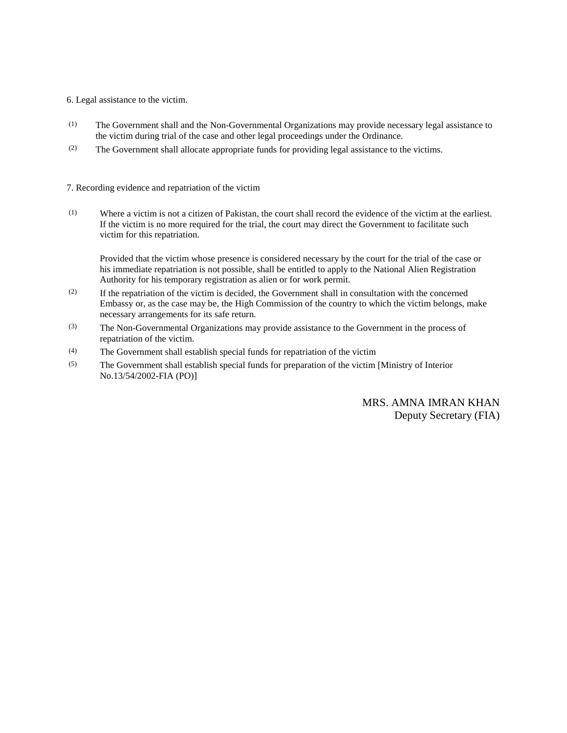6. Legal assistance to the victim.

(1) The Government shall and the Non-Governmental Organizations may provide necessary legal assistance to the victim during trial of the case and other legal proceedings under the Ordinance.

(2) The Government shall allocate appropriate funds for providing legal assistance to the victims.

7. Recording evidence and repatriation of the victim

(1) Where a victim is not a citizen of Pakistan, the court shall record the evidence of the victim at the earliest. If the victim is no more required for the trial, the court may direct the Government to facilitate such victim for this repatriation.

Provided that the victim whose presence is considered necessary by the court for the trial of the case or his immediate repatriation is not possible, shall be entitled to apply to the National Alien Registration Authority for his temporary registration as alien or for work permit.

(2) If the repatriation of the victim is decided, the Government shall in consultation with the concerned Embassy or, as the case may be, the High Commission of the country to which the victim belongs, make necessary arrangements for its safe return.

(3) The Non-Governmental Organizations may provide assistance to the Government in the process of repatriation of the victim.

(4) The Government shall establish special funds for repatriation of the victim

(5) The Government shall establish special funds for preparation of the victim [Ministry of Interior No.13/54/2002-FIA (PO)]

MRS. AMNA IMRAN KHAN
Deputy Secretary (FIA)